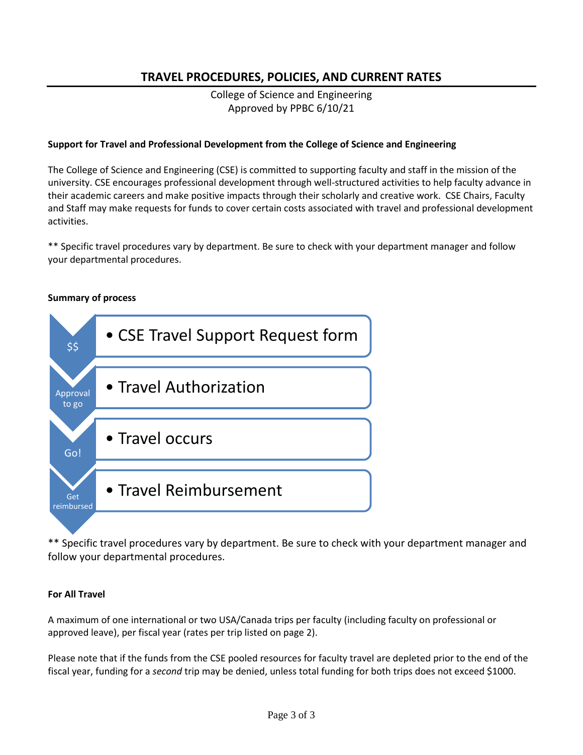# TRAVEL PROCEDURES, POLICIES, AND CURRENT RATES

College of Science and Engineering
Approved by PPBC 6/10/21

**Support for Travel and Professional Development from the College of Science and Engineering**

The College of Science and Engineering (CSE) is committed to supporting faculty and staff in the mission of the university. CSE encourages professional development through well-structured activities to help faculty advance in their academic careers and make positive impacts through their scholarly and creative work. CSE Chairs, Faculty and Staff may make requests for funds to cover certain costs associated with travel and professional development activities.

** Specific travel procedures vary by department. Be sure to check with your department manager and follow your departmental procedures.

**Summary of process**

- $$ — CSE Travel Support Request form
- Approval to go — Travel Authorization
- Go! — Travel occurs
- Get reimbursed — Travel Reimbursement

** Specific travel procedures vary by department. Be sure to check with your department manager and follow your departmental procedures.

**For All Travel**

A maximum of one international or two USA/Canada trips per faculty (including faculty on professional or approved leave), per fiscal year (rates per trip listed on page 2).

Please note that if the funds from the CSE pooled resources for faculty travel are depleted prior to the end of the fiscal year, funding for a *second* trip may be denied, unless total funding for both trips does not exceed $1000.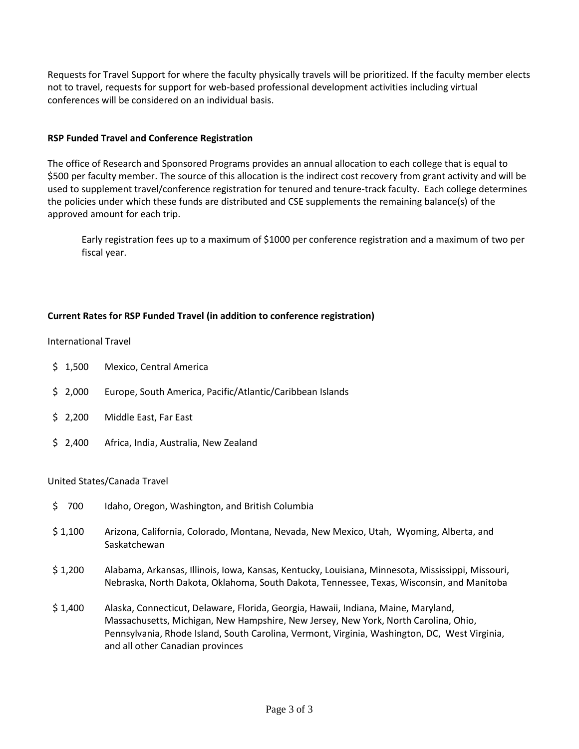Requests for Travel Support for where the faculty physically travels will be prioritized. If the faculty member elects not to travel, requests for support for web-based professional development activities including virtual conferences will be considered on an individual basis.

**RSP Funded Travel and Conference Registration**

The office of Research and Sponsored Programs provides an annual allocation to each college that is equal to $500 per faculty member. The source of this allocation is the indirect cost recovery from grant activity and will be used to supplement travel/conference registration for tenured and tenure-track faculty. Each college determines the policies under which these funds are distributed and CSE supplements the remaining balance(s) of the approved amount for each trip.

> Early registration fees up to a maximum of $1000 per conference registration and a maximum of two per fiscal year.

**Current Rates for RSP Funded Travel (in addition to conference registration)**

International Travel

| | |
|---|---|
| $ 1,500 | Mexico, Central America |
| $ 2,000 | Europe, South America, Pacific/Atlantic/Caribbean Islands |
| $ 2,200 | Middle East, Far East |
| $ 2,400 | Africa, India, Australia, New Zealand |

United States/Canada Travel

| | |
|---|---|
| $ 700 | Idaho, Oregon, Washington, and British Columbia |
| $ 1,100 | Arizona, California, Colorado, Montana, Nevada, New Mexico, Utah, Wyoming, Alberta, and Saskatchewan |
| $ 1,200 | Alabama, Arkansas, Illinois, Iowa, Kansas, Kentucky, Louisiana, Minnesota, Mississippi, Missouri, Nebraska, North Dakota, Oklahoma, South Dakota, Tennessee, Texas, Wisconsin, and Manitoba |
| $ 1,400 | Alaska, Connecticut, Delaware, Florida, Georgia, Hawaii, Indiana, Maine, Maryland, Massachusetts, Michigan, New Hampshire, New Jersey, New York, North Carolina, Ohio, Pennsylvania, Rhode Island, South Carolina, Vermont, Virginia, Washington, DC, West Virginia, and all other Canadian provinces |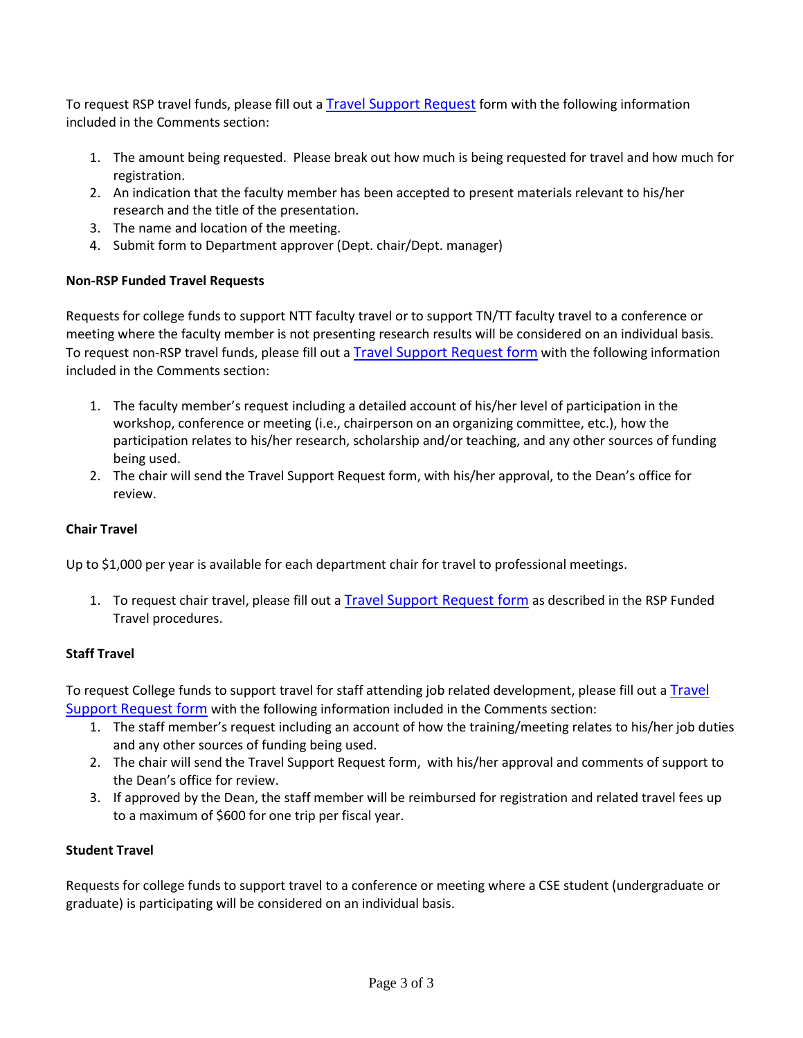To request RSP travel funds, please fill out a [Travel Support Request] form with the following information included in the Comments section:

1. The amount being requested. Please break out how much is being requested for travel and how much for registration.
2. An indication that the faculty member has been accepted to present materials relevant to his/her research and the title of the presentation.
3. The name and location of the meeting.
4. Submit form to Department approver (Dept. chair/Dept. manager)

**Non-RSP Funded Travel Requests**

Requests for college funds to support NTT faculty travel or to support TN/TT faculty travel to a conference or meeting where the faculty member is not presenting research results will be considered on an individual basis. To request non-RSP travel funds, please fill out a Travel Support Request form with the following information included in the Comments section:

1. The faculty member's request including a detailed account of his/her level of participation in the workshop, conference or meeting (i.e., chairperson on an organizing committee, etc.), how the participation relates to his/her research, scholarship and/or teaching, and any other sources of funding being used.
2. The chair will send the Travel Support Request form, with his/her approval, to the Dean's office for review.

**Chair Travel**

Up to $1,000 per year is available for each department chair for travel to professional meetings.

1. To request chair travel, please fill out a Travel Support Request form as described in the RSP Funded Travel procedures.

**Staff Travel**

To request College funds to support travel for staff attending job related development, please fill out a Travel Support Request form with the following information included in the Comments section:

1. The staff member's request including an account of how the training/meeting relates to his/her job duties and any other sources of funding being used.
2. The chair will send the Travel Support Request form, with his/her approval and comments of support to the Dean's office for review.
3. If approved by the Dean, the staff member will be reimbursed for registration and related travel fees up to a maximum of $600 for one trip per fiscal year.

**Student Travel**

Requests for college funds to support travel to a conference or meeting where a CSE student (undergraduate or graduate) is participating will be considered on an individual basis.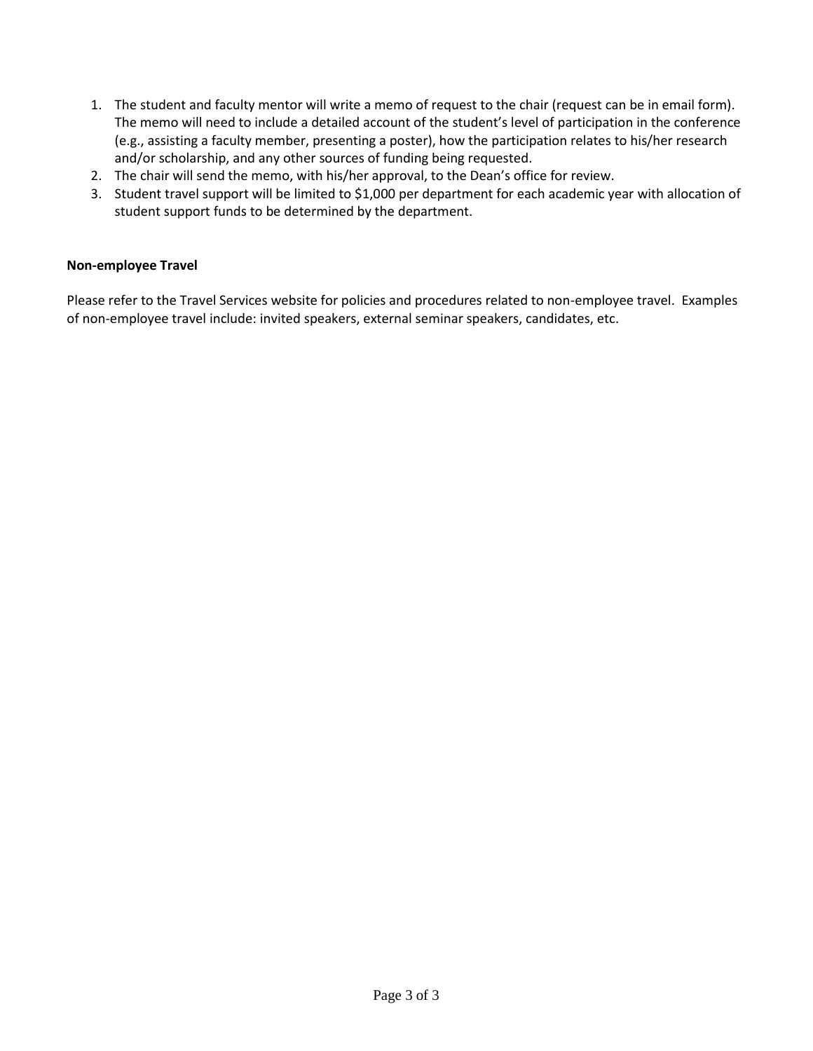1. The student and faculty mentor will write a memo of request to the chair (request can be in email form). The memo will need to include a detailed account of the student's level of participation in the conference (e.g., assisting a faculty member, presenting a poster), how the participation relates to his/her research and/or scholarship, and any other sources of funding being requested.
2. The chair will send the memo, with his/her approval, to the Dean's office for review.
3. Student travel support will be limited to $1,000 per department for each academic year with allocation of student support funds to be determined by the department.

**Non-employee Travel**

Please refer to the Travel Services website for policies and procedures related to non-employee travel. Examples of non-employee travel include: invited speakers, external seminar speakers, candidates, etc.